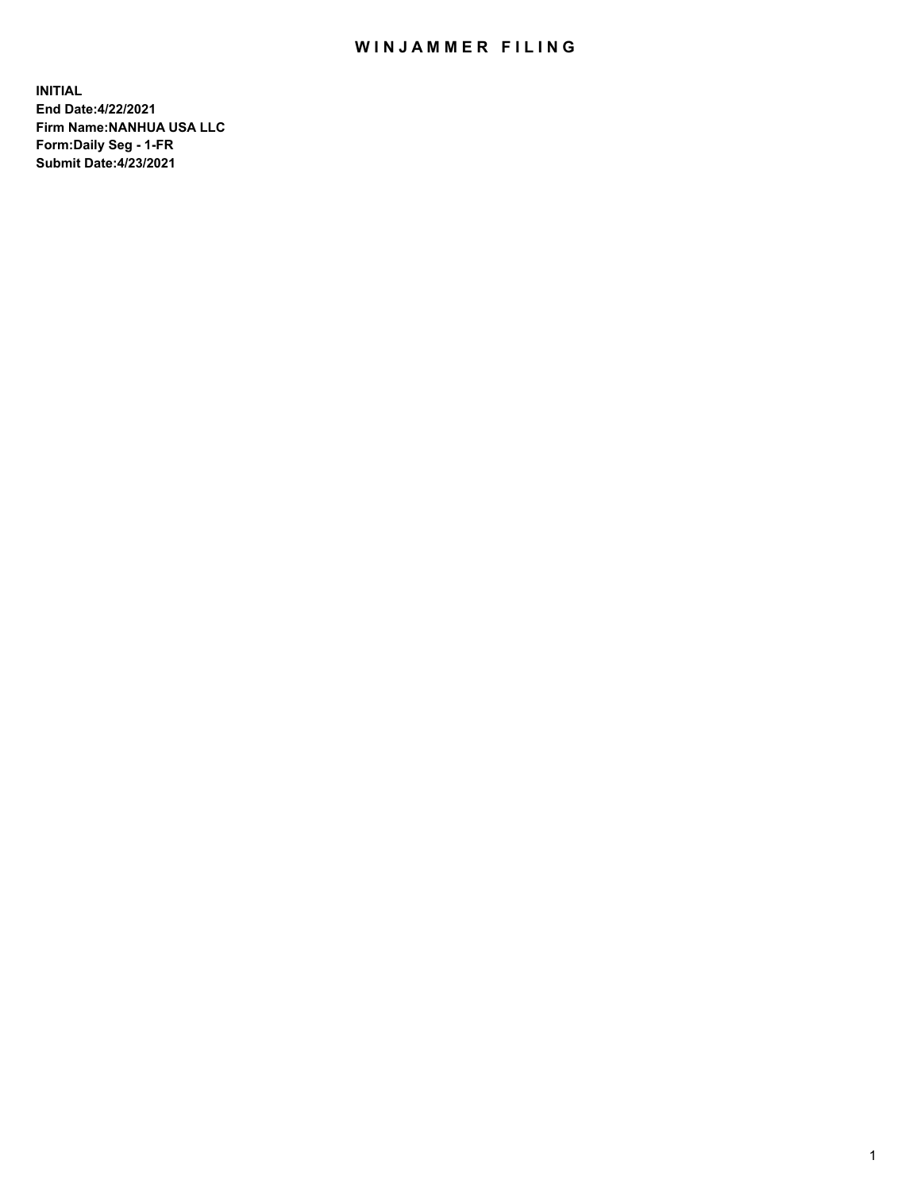# WINJAMMER FILING

**INITIAL**
**End Date:4/22/2021**
**Firm Name:NANHUA USA LLC**
**Form:Daily Seg - 1-FR**
**Submit Date:4/23/2021**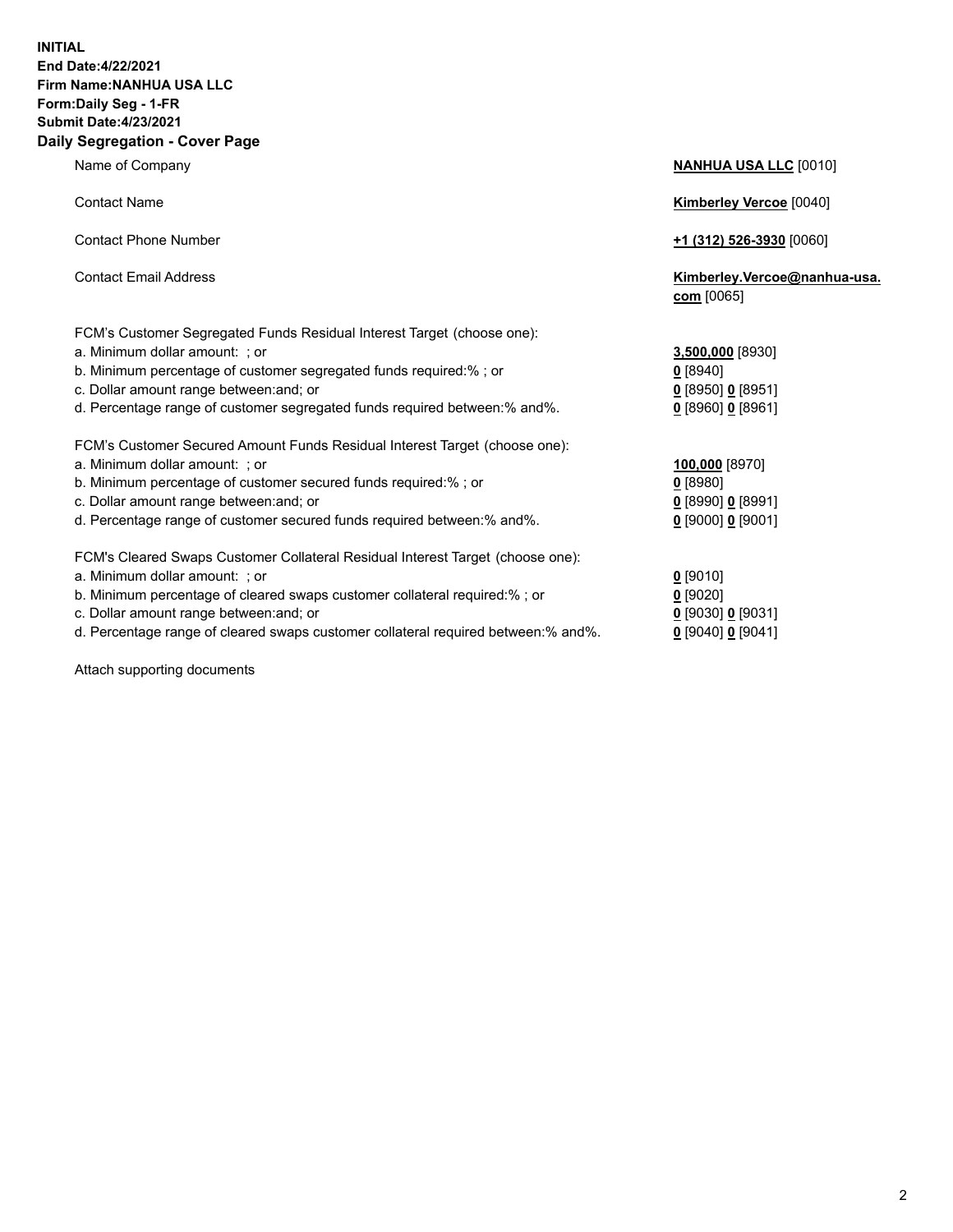**INITIAL**
**End Date:4/22/2021**
**Firm Name:NANHUA USA LLC**
**Form:Daily Seg - 1-FR**
**Submit Date:4/23/2021**

## Daily Segregation - Cover Page

| | |
|---|---|
| Name of Company | **NANHUA USA LLC** [0010] |
| Contact Name | **Kimberley Vercoe** [0040] |
| Contact Phone Number | **+1 (312) 526-3930** [0060] |
| Contact Email Address | **Kimberley.Vercoe@nanhua-usa.com** [0065] |
| FCM's Customer Segregated Funds Residual Interest Target (choose one): | |
| a. Minimum dollar amount: ; or | **3,500,000** [8930] |
| b. Minimum percentage of customer segregated funds required:% ; or | **0** [8940] |
| c. Dollar amount range between:and; or | **0** [8950] **0** [8951] |
| d. Percentage range of customer segregated funds required between:% and%. | **0** [8960] **0** [8961] |
| FCM's Customer Secured Amount Funds Residual Interest Target (choose one): | |
| a. Minimum dollar amount: ; or | **100,000** [8970] |
| b. Minimum percentage of customer secured funds required:% ; or | **0** [8980] |
| c. Dollar amount range between:and; or | **0** [8990] **0** [8991] |
| d. Percentage range of customer secured funds required between:% and%. | **0** [9000] **0** [9001] |
| FCM's Cleared Swaps Customer Collateral Residual Interest Target (choose one): | |
| a. Minimum dollar amount: ; or | **0** [9010] |
| b. Minimum percentage of cleared swaps customer collateral required:% ; or | **0** [9020] |
| c. Dollar amount range between:and; or | **0** [9030] **0** [9031] |
| d. Percentage range of cleared swaps customer collateral required between:% and%. | **0** [9040] **0** [9041] |

Attach supporting documents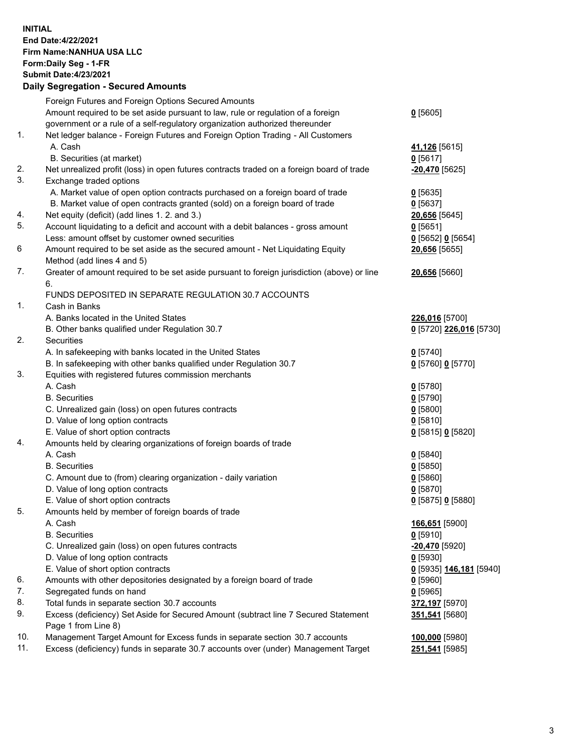**INITIAL**
**End Date:4/22/2021**
**Firm Name:NANHUA USA LLC**
**Form:Daily Seg - 1-FR**
**Submit Date:4/23/2021**

## Daily Segregation - Secured Amounts

| | | |
|---|---|---|
| | Foreign Futures and Foreign Options Secured Amounts | |
| | Amount required to be set aside pursuant to law, rule or regulation of a foreign government or a rule of a self-regulatory organization authorized thereunder | **0** [5605] |
| 1. | Net ledger balance - Foreign Futures and Foreign Option Trading - All Customers | |
| | A. Cash | **41,126** [5615] |
| | B. Securities (at market) | **0** [5617] |
| 2. | Net unrealized profit (loss) in open futures contracts traded on a foreign board of trade | **-20,470** [5625] |
| 3. | Exchange traded options | |
| | A. Market value of open option contracts purchased on a foreign board of trade | **0** [5635] |
| | B. Market value of open contracts granted (sold) on a foreign board of trade | **0** [5637] |
| 4. | Net equity (deficit) (add lines 1. 2. and 3.) | **20,656** [5645] |
| 5. | Account liquidating to a deficit and account with a debit balances - gross amount | **0** [5651] |
| | Less: amount offset by customer owned securities | **0** [5652] **0** [5654] |
| 6 | Amount required to be set aside as the secured amount - Net Liquidating Equity Method (add lines 4 and 5) | **20,656** [5655] |
| 7. | Greater of amount required to be set aside pursuant to foreign jurisdiction (above) or line 6. | **20,656** [5660] |
| | FUNDS DEPOSITED IN SEPARATE REGULATION 30.7 ACCOUNTS | |
| 1. | Cash in Banks | |
| | A. Banks located in the United States | **226,016** [5700] |
| | B. Other banks qualified under Regulation 30.7 | **0** [5720] **226,016** [5730] |
| 2. | Securities | |
| | A. In safekeeping with banks located in the United States | **0** [5740] |
| | B. In safekeeping with other banks qualified under Regulation 30.7 | **0** [5760] **0** [5770] |
| 3. | Equities with registered futures commission merchants | |
| | A. Cash | **0** [5780] |
| | B. Securities | **0** [5790] |
| | C. Unrealized gain (loss) on open futures contracts | **0** [5800] |
| | D. Value of long option contracts | **0** [5810] |
| | E. Value of short option contracts | **0** [5815] **0** [5820] |
| 4. | Amounts held by clearing organizations of foreign boards of trade | |
| | A. Cash | **0** [5840] |
| | B. Securities | **0** [5850] |
| | C. Amount due to (from) clearing organization - daily variation | **0** [5860] |
| | D. Value of long option contracts | **0** [5870] |
| | E. Value of short option contracts | **0** [5875] **0** [5880] |
| 5. | Amounts held by member of foreign boards of trade | |
| | A. Cash | **166,651** [5900] |
| | B. Securities | **0** [5910] |
| | C. Unrealized gain (loss) on open futures contracts | **-20,470** [5920] |
| | D. Value of long option contracts | **0** [5930] |
| | E. Value of short option contracts | **0** [5935] **146,181** [5940] |
| 6. | Amounts with other depositories designated by a foreign board of trade | **0** [5960] |
| 7. | Segregated funds on hand | **0** [5965] |
| 8. | Total funds in separate section 30.7 accounts | **372,197** [5970] |
| 9. | Excess (deficiency) Set Aside for Secured Amount (subtract line 7 Secured Statement Page 1 from Line 8) | **351,541** [5680] |
| 10. | Management Target Amount for Excess funds in separate section 30.7 accounts | **100,000** [5980] |
| 11. | Excess (deficiency) funds in separate 30.7 accounts over (under) Management Target | **251,541** [5985] |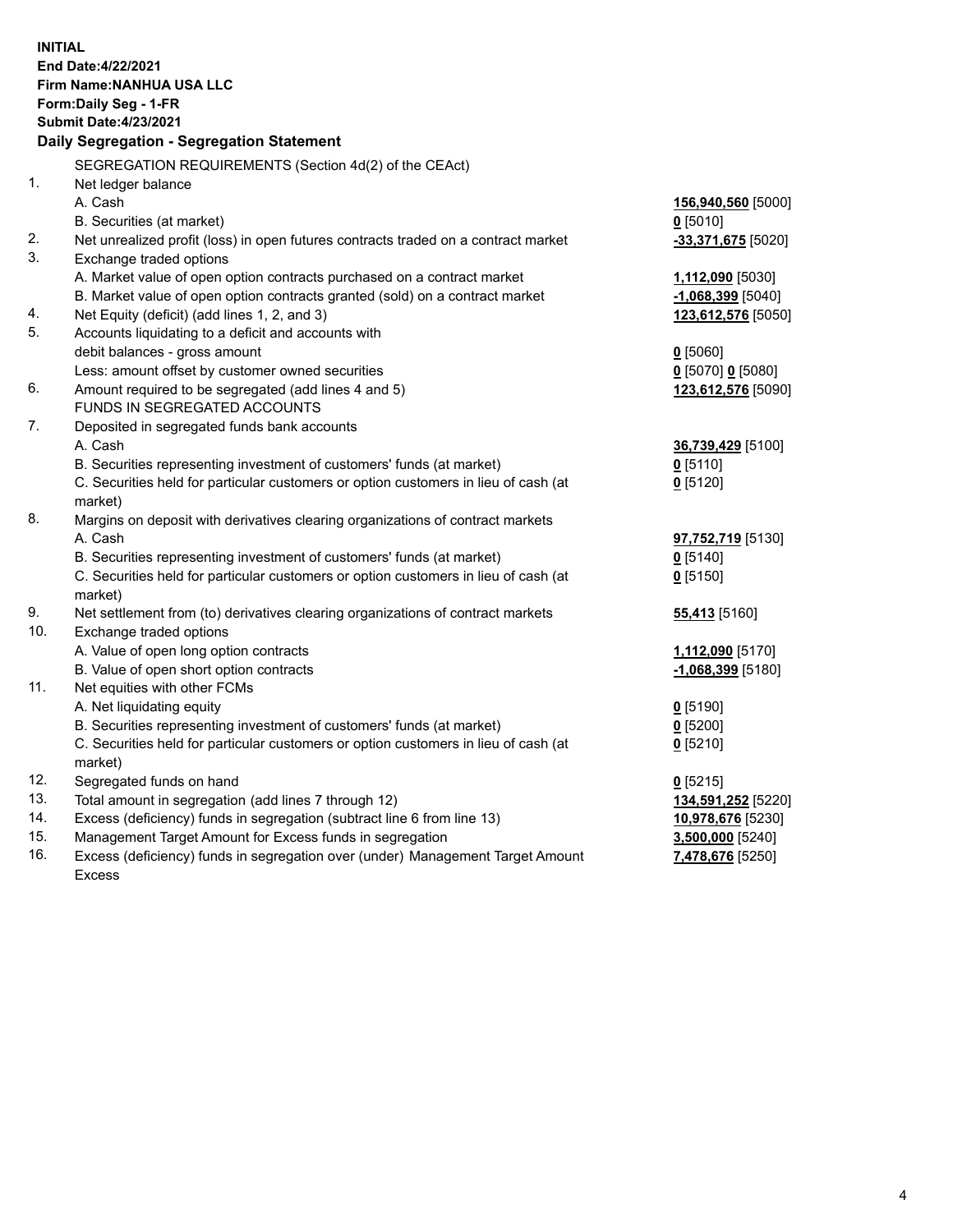**INITIAL**
**End Date:4/22/2021**
**Firm Name:NANHUA USA LLC**
**Form:Daily Seg - 1-FR**
**Submit Date:4/23/2021**

## Daily Segregation - Segregation Statement

| | | |
|---|---|---|
| | SEGREGATION REQUIREMENTS (Section 4d(2) of the CEAct) | |
| 1. | Net ledger balance | |
| | A. Cash | **156,940,560** [5000] |
| | B. Securities (at market) | **0** [5010] |
| 2. | Net unrealized profit (loss) in open futures contracts traded on a contract market | **-33,371,675** [5020] |
| 3. | Exchange traded options | |
| | A. Market value of open option contracts purchased on a contract market | **1,112,090** [5030] |
| | B. Market value of open option contracts granted (sold) on a contract market | **-1,068,399** [5040] |
| 4. | Net Equity (deficit) (add lines 1, 2, and 3) | **123,612,576** [5050] |
| 5. | Accounts liquidating to a deficit and accounts with debit balances - gross amount | **0** [5060] |
| | Less: amount offset by customer owned securities | **0** [5070] **0** [5080] |
| 6. | Amount required to be segregated (add lines 4 and 5) | **123,612,576** [5090] |
| | FUNDS IN SEGREGATED ACCOUNTS | |
| 7. | Deposited in segregated funds bank accounts | |
| | A. Cash | **36,739,429** [5100] |
| | B. Securities representing investment of customers' funds (at market) | **0** [5110] |
| | C. Securities held for particular customers or option customers in lieu of cash (at market) | **0** [5120] |
| 8. | Margins on deposit with derivatives clearing organizations of contract markets | |
| | A. Cash | **97,752,719** [5130] |
| | B. Securities representing investment of customers' funds (at market) | **0** [5140] |
| | C. Securities held for particular customers or option customers in lieu of cash (at market) | **0** [5150] |
| 9. | Net settlement from (to) derivatives clearing organizations of contract markets | **55,413** [5160] |
| 10. | Exchange traded options | |
| | A. Value of open long option contracts | **1,112,090** [5170] |
| | B. Value of open short option contracts | **-1,068,399** [5180] |
| 11. | Net equities with other FCMs | |
| | A. Net liquidating equity | **0** [5190] |
| | B. Securities representing investment of customers' funds (at market) | **0** [5200] |
| | C. Securities held for particular customers or option customers in lieu of cash (at market) | **0** [5210] |
| 12. | Segregated funds on hand | **0** [5215] |
| 13. | Total amount in segregation (add lines 7 through 12) | **134,591,252** [5220] |
| 14. | Excess (deficiency) funds in segregation (subtract line 6 from line 13) | **10,978,676** [5230] |
| 15. | Management Target Amount for Excess funds in segregation | **3,500,000** [5240] |
| 16. | Excess (deficiency) funds in segregation over (under) Management Target Amount Excess | **7,478,676** [5250] |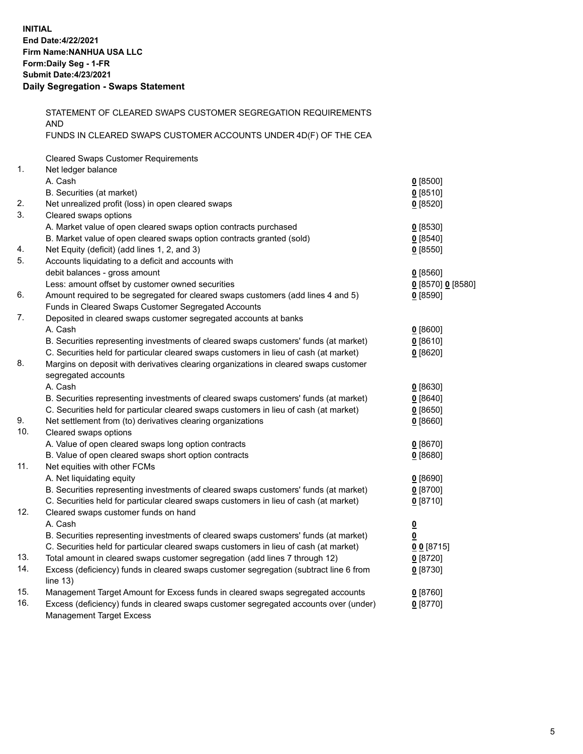**INITIAL**
**End Date:4/22/2021**
**Firm Name:NANHUA USA LLC**
**Form:Daily Seg - 1-FR**
**Submit Date:4/23/2021**
**Daily Segregation - Swaps Statement**

STATEMENT OF CLEARED SWAPS CUSTOMER SEGREGATION REQUIREMENTS AND
FUNDS IN CLEARED SWAPS CUSTOMER ACCOUNTS UNDER 4D(F) OF THE CEA

| | | |
|---|---|---|
| | Cleared Swaps Customer Requirements | |
| 1. | Net ledger balance | |
| | A. Cash | 0 [8500] |
| | B. Securities (at market) | 0 [8510] |
| 2. | Net unrealized profit (loss) in open cleared swaps | 0 [8520] |
| 3. | Cleared swaps options | |
| | A. Market value of open cleared swaps option contracts purchased | 0 [8530] |
| | B. Market value of open cleared swaps option contracts granted (sold) | 0 [8540] |
| 4. | Net Equity (deficit) (add lines 1, 2, and 3) | 0 [8550] |
| 5. | Accounts liquidating to a deficit and accounts with debit balances - gross amount | 0 [8560] |
| | Less: amount offset by customer owned securities | 0 [8570] 0 [8580] |
| 6. | Amount required to be segregated for cleared swaps customers (add lines 4 and 5) | 0 [8590] |
| | Funds in Cleared Swaps Customer Segregated Accounts | |
| 7. | Deposited in cleared swaps customer segregated accounts at banks | |
| | A. Cash | 0 [8600] |
| | B. Securities representing investments of cleared swaps customers' funds (at market) | 0 [8610] |
| | C. Securities held for particular cleared swaps customers in lieu of cash (at market) | 0 [8620] |
| 8. | Margins on deposit with derivatives clearing organizations in cleared swaps customer segregated accounts | |
| | A. Cash | 0 [8630] |
| | B. Securities representing investments of cleared swaps customers' funds (at market) | 0 [8640] |
| | C. Securities held for particular cleared swaps customers in lieu of cash (at market) | 0 [8650] |
| 9. | Net settlement from (to) derivatives clearing organizations | 0 [8660] |
| 10. | Cleared swaps options | |
| | A. Value of open cleared swaps long option contracts | 0 [8670] |
| | B. Value of open cleared swaps short option contracts | 0 [8680] |
| 11. | Net equities with other FCMs | |
| | A. Net liquidating equity | 0 [8690] |
| | B. Securities representing investments of cleared swaps customers' funds (at market) | 0 [8700] |
| | C. Securities held for particular cleared swaps customers in lieu of cash (at market) | 0 [8710] |
| 12. | Cleared swaps customer funds on hand | |
| | A. Cash | 0 |
| | B. Securities representing investments of cleared swaps customers' funds (at market) | 0 |
| | C. Securities held for particular cleared swaps customers in lieu of cash (at market) | 0 0 [8715] |
| 13. | Total amount in cleared swaps customer segregation (add lines 7 through 12) | 0 [8720] |
| 14. | Excess (deficiency) funds in cleared swaps customer segregation (subtract line 6 from line 13) | 0 [8730] |
| 15. | Management Target Amount for Excess funds in cleared swaps segregated accounts | 0 [8760] |
| 16. | Excess (deficiency) funds in cleared swaps customer segregated accounts over (under) Management Target Excess | 0 [8770] |